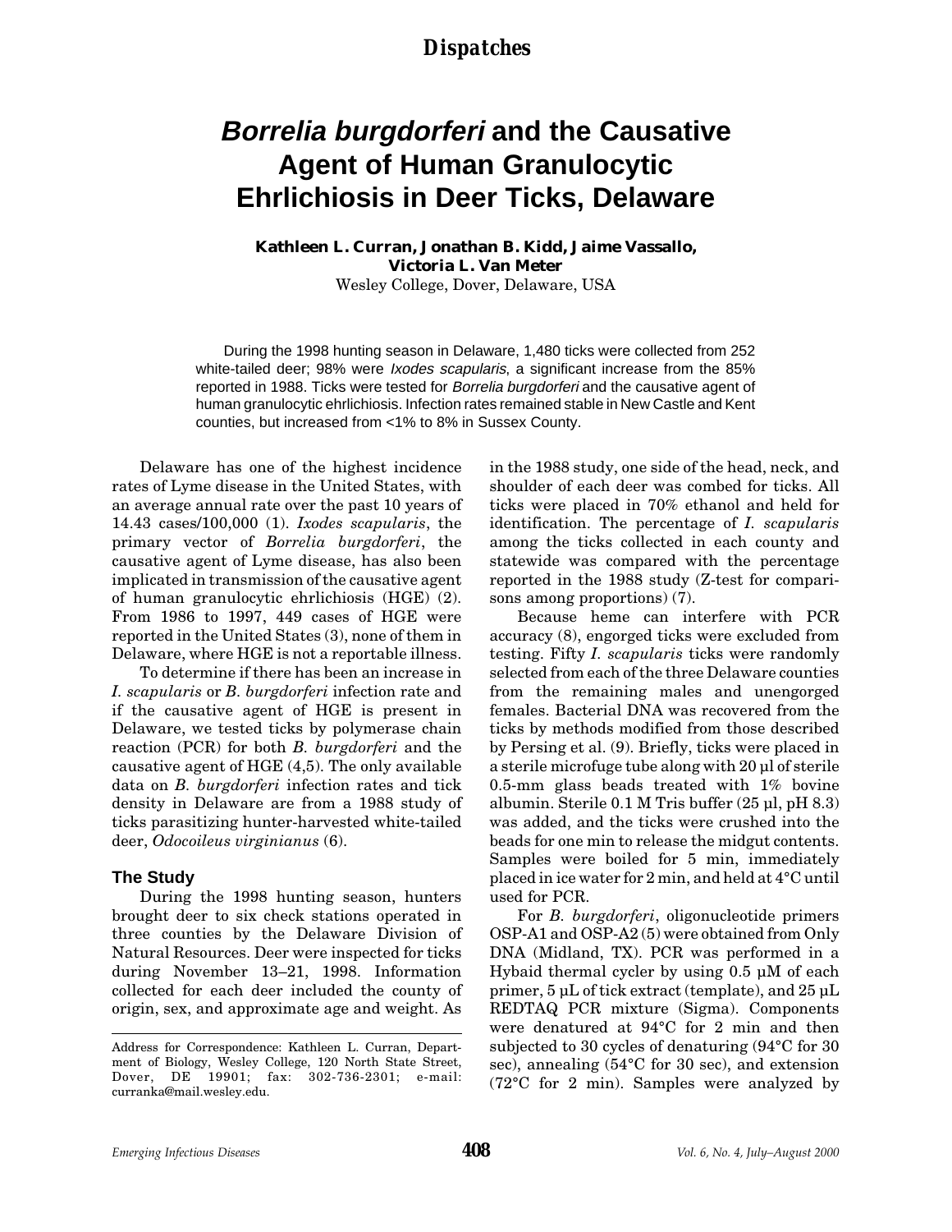*Dispatches*

# *Borrelia burgdorferi* and the Causative Agent of Human Granulocytic Ehrlichiosis in Deer Ticks, Delaware

**Kathleen L. Curran, Jonathan B. Kidd, Jaime Vassallo, Victoria L. Van Meter**

Wesley College, Dover, Delaware, USA

During the 1998 hunting season in Delaware, 1,480 ticks were collected from 252 white-tailed deer; 98% were *Ixodes scapularis*, a significant increase from the 85% reported in 1988. Ticks were tested for *Borrelia burgdorferi* and the causative agent of human granulocytic ehrlichiosis. Infection rates remained stable in New Castle and Kent counties, but increased from <1% to 8% in Sussex County.

Delaware has one of the highest incidence rates of Lyme disease in the United States, with an average annual rate over the past 10 years of 14.43 cases/100,000 (1). *Ixodes scapularis*, the primary vector of *Borrelia burgdorferi*, the causative agent of Lyme disease, has also been implicated in transmission of the causative agent of human granulocytic ehrlichiosis (HGE) (2). From 1986 to 1997, 449 cases of HGE were reported in the United States (3), none of them in Delaware, where HGE is not a reportable illness.

To determine if there has been an increase in *I. scapularis* or *B. burgdorferi* infection rate and if the causative agent of HGE is present in Delaware, we tested ticks by polymerase chain reaction (PCR) for both *B. burgdorferi* and the causative agent of HGE (4,5). The only available data on *B. burgdorferi* infection rates and tick density in Delaware are from a 1988 study of ticks parasitizing hunter-harvested white-tailed deer, *Odocoileus virginianus* (6).

## The Study

During the 1998 hunting season, hunters brought deer to six check stations operated in three counties by the Delaware Division of Natural Resources. Deer were inspected for ticks during November 13–21, 1998. Information collected for each deer included the county of origin, sex, and approximate age and weight. As in the 1988 study, one side of the head, neck, and shoulder of each deer was combed for ticks. All ticks were placed in 70% ethanol and held for identification. The percentage of *I. scapularis* among the ticks collected in each county and statewide was compared with the percentage reported in the 1988 study (Z-test for comparisons among proportions) (7).

Because heme can interfere with PCR accuracy (8), engorged ticks were excluded from testing. Fifty *I. scapularis* ticks were randomly selected from each of the three Delaware counties from the remaining males and unengorged females. Bacterial DNA was recovered from the ticks by methods modified from those described by Persing et al. (9). Briefly, ticks were placed in a sterile microfuge tube along with 20 µl of sterile 0.5-mm glass beads treated with 1% bovine albumin. Sterile 0.1 M Tris buffer (25 µl, pH 8.3) was added, and the ticks were crushed into the beads for one min to release the midgut contents. Samples were boiled for 5 min, immediately placed in ice water for 2 min, and held at 4°C until used for PCR.

For *B. burgdorferi*, oligonucleotide primers OSP-A1 and OSP-A2 (5) were obtained from Only DNA (Midland, TX). PCR was performed in a Hybaid thermal cycler by using 0.5 µM of each primer, 5 µL of tick extract (template), and 25 µL REDTAQ PCR mixture (Sigma). Components were denatured at 94°C for 2 min and then subjected to 30 cycles of denaturing (94°C for 30 sec), annealing (54°C for 30 sec), and extension (72°C for 2 min). Samples were analyzed by

---

Address for Correspondence: Kathleen L. Curran, Department of Biology, Wesley College, 120 North State Street, Dover, DE 19901; fax: 302-736-2301; e-mail: curranka@mail.wesley.edu.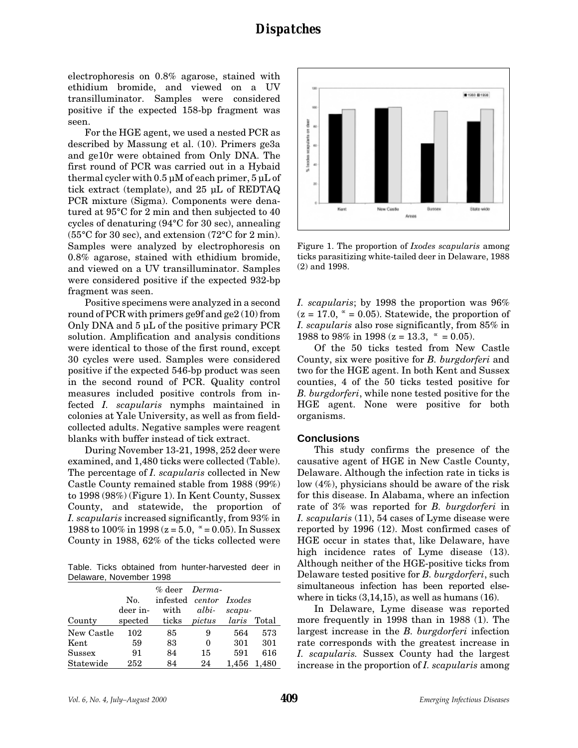electrophoresis on 0.8% agarose, stained with ethidium bromide, and viewed on a UV transilluminator. Samples were considered positive if the expected 158-bp fragment was seen.

For the HGE agent, we used a nested PCR as described by Massung et al. (10). Primers ge3a and ge10r were obtained from Only DNA. The first round of PCR was carried out in a Hybaid thermal cycler with 0.5 µM of each primer, 5 µL of tick extract (template), and 25 µL of REDTAQ PCR mixture (Sigma). Components were denatured at 95°C for 2 min and then subjected to 40 cycles of denaturing (94°C for 30 sec), annealing (55°C for 30 sec), and extension (72°C for 2 min). Samples were analyzed by electrophoresis on 0.8% agarose, stained with ethidium bromide, and viewed on a UV transilluminator. Samples were considered positive if the expected 932-bp fragment was seen.

Positive specimens were analyzed in a second round of PCR with primers ge9f and ge2 (10) from Only DNA and 5 µL of the positive primary PCR solution. Amplification and analysis conditions were identical to those of the first round, except 30 cycles were used. Samples were considered positive if the expected 546-bp product was seen in the second round of PCR. Quality control measures included positive controls from infected *I. scapularis* nymphs maintained in colonies at Yale University, as well as from field-collected adults. Negative samples were reagent blanks with buffer instead of tick extract.

During November 13-21, 1998, 252 deer were examined, and 1,480 ticks were collected (Table). The percentage of *I. scapularis* collected in New Castle County remained stable from 1988 (99%) to 1998 (98%) (Figure 1). In Kent County, Sussex County, and statewide, the proportion of *I. scapularis* increased significantly, from 93% in 1988 to 100% in 1998 ($z = 5.0$, $\alpha = 0.05$). In Sussex County in 1988, 62% of the ticks collected were

Table. Ticks obtained from hunter-harvested deer in Delaware, November 1998

| County | No. deer inspected | % deer infested with ticks | *Dermacentor albipictus* | *Ixodes scapularis* | Total |
|---|---|---|---|---|---|
| New Castle | 102 | 85 | 9 | 564 | 573 |
| Kent | 59 | 83 | 0 | 301 | 301 |
| Sussex | 91 | 84 | 15 | 591 | 616 |
| Statewide | 252 | 84 | 24 | 1,456 | 1,480 |

Figure 1. The proportion of *Ixodes scapularis* among ticks parasitizing white-tailed deer in Delaware, 1988 (2) and 1998.

*I. scapularis*; by 1998 the proportion was 96% ($z = 17.0$, $\alpha = 0.05$). Statewide, the proportion of *I. scapularis* also rose significantly, from 85% in 1988 to 98% in 1998 ($z = 13.3$, $\alpha = 0.05$).

Of the 50 ticks tested from New Castle County, six were positive for *B. burgdorferi* and two for the HGE agent. In both Kent and Sussex counties, 4 of the 50 ticks tested positive for *B. burgdorferi*, while none tested positive for the HGE agent. None were positive for both organisms.

## Conclusions

This study confirms the presence of the causative agent of HGE in New Castle County, Delaware. Although the infection rate in ticks is low (4%), physicians should be aware of the risk for this disease. In Alabama, where an infection rate of 3% was reported for *B. burgdorferi* in *I. scapularis* (11), 54 cases of Lyme disease were reported by 1996 (12). Most confirmed cases of HGE occur in states that, like Delaware, have high incidence rates of Lyme disease (13). Although neither of the HGE-positive ticks from Delaware tested positive for *B. burgdorferi*, such simultaneous infection has been reported elsewhere in ticks (3,14,15), as well as humans (16).

In Delaware, Lyme disease was reported more frequently in 1998 than in 1988 (1). The largest increase in the *B. burgdorferi* infection rate corresponds with the greatest increase in *I. scapularis.* Sussex County had the largest increase in the proportion of *I. scapularis* among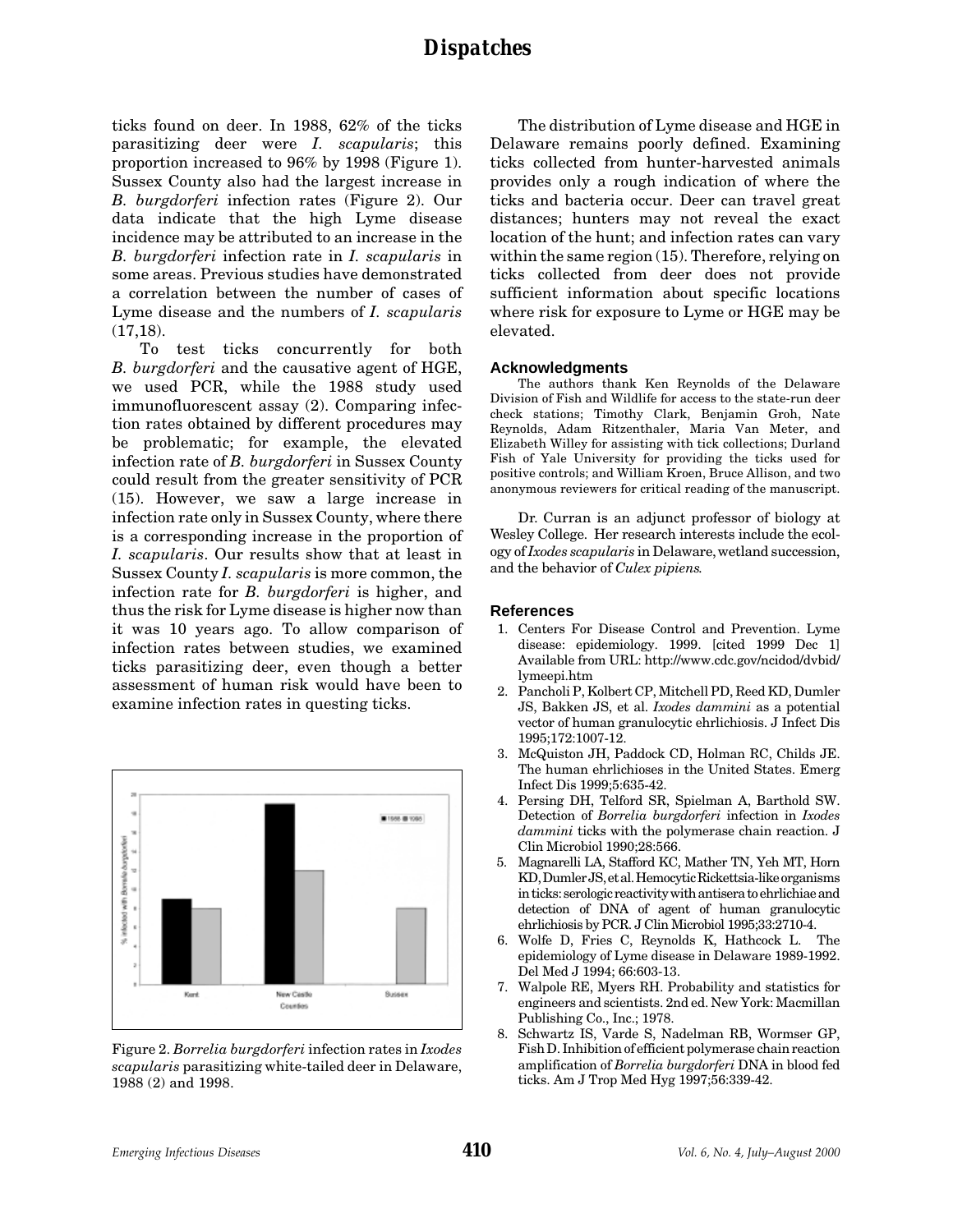ticks found on deer. In 1988, 62% of the ticks parasitizing deer were *I. scapularis*; this proportion increased to 96% by 1998 (Figure 1). Sussex County also had the largest increase in *B. burgdorferi* infection rates (Figure 2). Our data indicate that the high Lyme disease incidence may be attributed to an increase in the *B. burgdorferi* infection rate in *I. scapularis* in some areas. Previous studies have demonstrated a correlation between the number of cases of Lyme disease and the numbers of *I. scapularis* (17,18).

To test ticks concurrently for both *B. burgdorferi* and the causative agent of HGE, we used PCR, while the 1988 study used immunofluorescent assay (2). Comparing infection rates obtained by different procedures may be problematic; for example, the elevated infection rate of *B. burgdorferi* in Sussex County could result from the greater sensitivity of PCR (15). However, we saw a large increase in infection rate only in Sussex County, where there is a corresponding increase in the proportion of *I. scapularis*. Our results show that at least in Sussex County *I. scapularis* is more common, the infection rate for *B. burgdorferi* is higher, and thus the risk for Lyme disease is higher now than it was 10 years ago. To allow comparison of infection rates between studies, we examined ticks parasitizing deer, even though a better assessment of human risk would have been to examine infection rates in questing ticks.

Figure 2. *Borrelia burgdorferi* infection rates in *Ixodes scapularis* parasitizing white-tailed deer in Delaware, 1988 (2) and 1998.

The distribution of Lyme disease and HGE in Delaware remains poorly defined. Examining ticks collected from hunter-harvested animals provides only a rough indication of where the ticks and bacteria occur. Deer can travel great distances; hunters may not reveal the exact location of the hunt; and infection rates can vary within the same region (15). Therefore, relying on ticks collected from deer does not provide sufficient information about specific locations where risk for exposure to Lyme or HGE may be elevated.

## Acknowledgments

The authors thank Ken Reynolds of the Delaware Division of Fish and Wildlife for access to the state-run deer check stations; Timothy Clark, Benjamin Groh, Nate Reynolds, Adam Ritzenthaler, Maria Van Meter, and Elizabeth Willey for assisting with tick collections; Durland Fish of Yale University for providing the ticks used for positive controls; and William Kroen, Bruce Allison, and two anonymous reviewers for critical reading of the manuscript.

Dr. Curran is an adjunct professor of biology at Wesley College. Her research interests include the ecology of *Ixodes scapularis* in Delaware, wetland succession, and the behavior of *Culex pipiens*.

## References

1. Centers For Disease Control and Prevention. Lyme disease: epidemiology. 1999. [cited 1999 Dec 1] Available from URL: http://www.cdc.gov/ncidod/dvbid/lymeepi.htm
2. Pancholi P, Kolbert CP, Mitchell PD, Reed KD, Dumler JS, Bakken JS, et al. *Ixodes dammini* as a potential vector of human granulocytic ehrlichiosis. J Infect Dis 1995;172:1007-12.
3. McQuiston JH, Paddock CD, Holman RC, Childs JE. The human ehrlichioses in the United States. Emerg Infect Dis 1999;5:635-42.
4. Persing DH, Telford SR, Spielman A, Barthold SW. Detection of *Borrelia burgdorferi* infection in *Ixodes dammini* ticks with the polymerase chain reaction. J Clin Microbiol 1990;28:566.
5. Magnarelli LA, Stafford KC, Mather TN, Yeh MT, Horn KD, Dumler JS, et al. Hemocytic Rickettsia-like organisms in ticks: serologic reactivity with antisera to ehrlichiae and detection of DNA of agent of human granulocytic ehrlichiosis by PCR. J Clin Microbiol 1995;33:2710-4.
6. Wolfe D, Fries C, Reynolds K, Hathcock L. The epidemiology of Lyme disease in Delaware 1989-1992. Del Med J 1994; 66:603-13.
7. Walpole RE, Myers RH. Probability and statistics for engineers and scientists. 2nd ed. New York: Macmillan Publishing Co., Inc.; 1978.
8. Schwartz IS, Varde S, Nadelman RB, Wormser GP, Fish D. Inhibition of efficient polymerase chain reaction amplification of *Borrelia burgdorferi* DNA in blood fed ticks. Am J Trop Med Hyg 1997;56:339-42.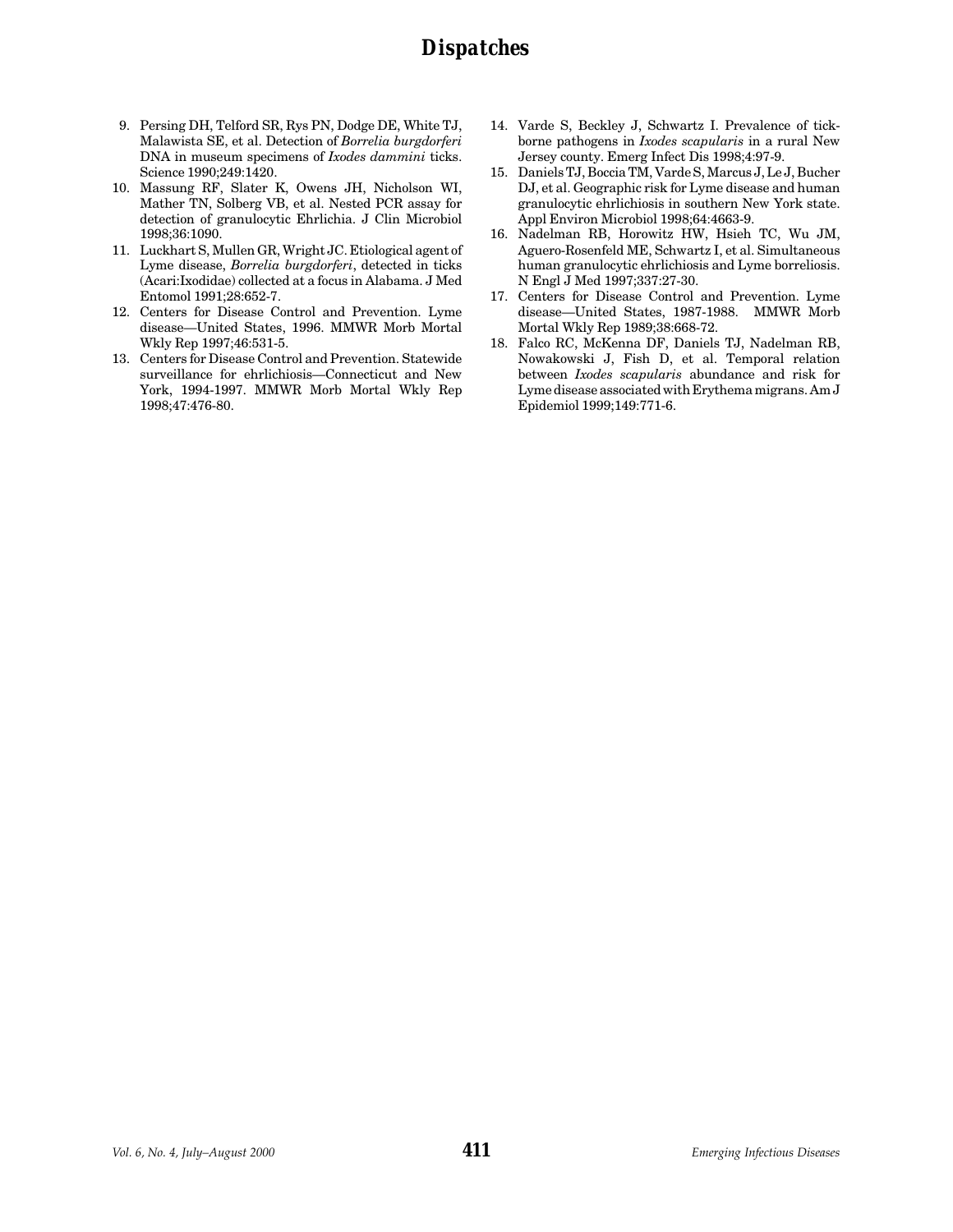9. Persing DH, Telford SR, Rys PN, Dodge DE, White TJ, Malawista SE, et al. Detection of *Borrelia burgdorferi* DNA in museum specimens of *Ixodes dammini* ticks. Science 1990;249:1420.
10. Massung RF, Slater K, Owens JH, Nicholson WI, Mather TN, Solberg VB, et al. Nested PCR assay for detection of granulocytic Ehrlichia. J Clin Microbiol 1998;36:1090.
11. Luckhart S, Mullen GR, Wright JC. Etiological agent of Lyme disease, *Borrelia burgdorferi*, detected in ticks (Acari:Ixodidae) collected at a focus in Alabama. J Med Entomol 1991;28:652-7.
12. Centers for Disease Control and Prevention. Lyme disease—United States, 1996. MMWR Morb Mortal Wkly Rep 1997;46:531-5.
13. Centers for Disease Control and Prevention. Statewide surveillance for ehrlichiosis—Connecticut and New York, 1994-1997. MMWR Morb Mortal Wkly Rep 1998;47:476-80.
14. Varde S, Beckley J, Schwartz I. Prevalence of tick-borne pathogens in *Ixodes scapularis* in a rural New Jersey county. Emerg Infect Dis 1998;4:97-9.
15. Daniels TJ, Boccia TM, Varde S, Marcus J, Le J, Bucher DJ, et al. Geographic risk for Lyme disease and human granulocytic ehrlichiosis in southern New York state. Appl Environ Microbiol 1998;64:4663-9.
16. Nadelman RB, Horowitz HW, Hsieh TC, Wu JM, Aguero-Rosenfeld ME, Schwartz I, et al. Simultaneous human granulocytic ehrlichiosis and Lyme borreliosis. N Engl J Med 1997;337:27-30.
17. Centers for Disease Control and Prevention. Lyme disease—United States, 1987-1988. MMWR Morb Mortal Wkly Rep 1989;38:668-72.
18. Falco RC, McKenna DF, Daniels TJ, Nadelman RB, Nowakowski J, Fish D, et al. Temporal relation between *Ixodes scapularis* abundance and risk for Lyme disease associated with Erythema migrans. Am J Epidemiol 1999;149:771-6.